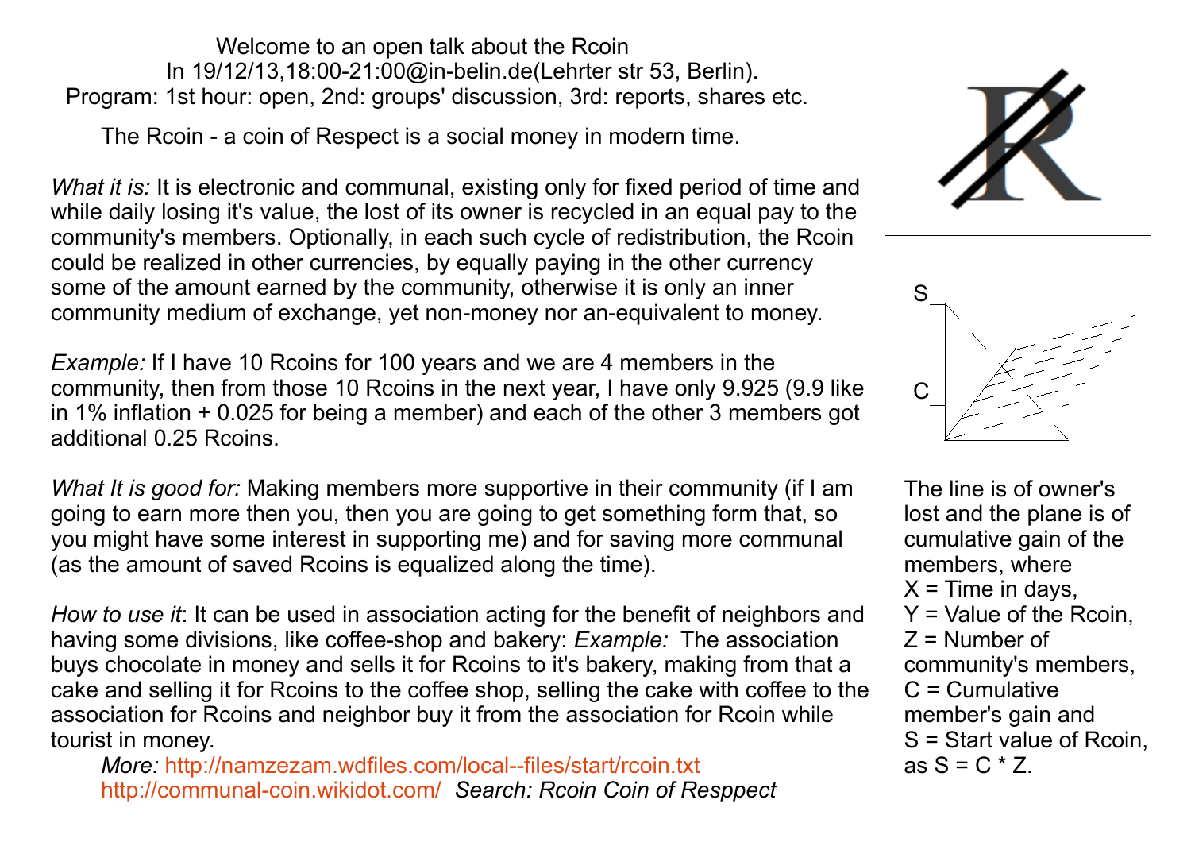Welcome to an open talk about the Rcoin
In 19/12/13,18:00-21:00@in-belin.de(Lehrter str 53, Berlin).
Program: 1st hour: open, 2nd: groups' discussion, 3rd: reports, shares etc.

The Rcoin - a coin of Respect is a social money in modern time.

*What it is:* It is electronic and communal, existing only for fixed period of time and while daily losing it's value, the lost of its owner is recycled in an equal pay to the community's members. Optionally, in each such cycle of redistribution, the Rcoin could be realized in other currencies, by equally paying in the other currency some of the amount earned by the community, otherwise it is only an inner community medium of exchange, yet non-money nor an-equivalent to money.

*Example:* If I have 10 Rcoins for 100 years and we are 4 members in the community, then from those 10 Rcoins in the next year, I have only 9.925 (9.9 like in 1% inflation + 0.025 for being a member) and each of the other 3 members got additional 0.25 Rcoins.

*What It is good for:* Making members more supportive in their community (if I am going to earn more then you, then you are going to get something form that, so you might have some interest in supporting me) and for saving more communal (as the amount of saved Rcoins is equalized along the time).

*How to use it*: It can be used in association acting for the benefit of neighbors and having some divisions, like coffee-shop and bakery: *Example:* The association buys chocolate in money and sells it for Rcoins to it's bakery, making from that a cake and selling it for Rcoins to the coffee shop, selling the cake with coffee to the association for Rcoins and neighbor buy it from the association for Rcoin while tourist in money.

*More:* http://namzezam.wdfiles.com/local--files/start/rcoin.txt
http://communal-coin.wikidot.com/ *Search: Rcoin Coin of Resppect*

The line is of owner's lost and the plane is of cumulative gain of the members, where
X = Time in days,
Y = Value of the Rcoin,
Z = Number of community's members,
C = Cumulative member's gain and
S = Start value of Rcoin,
as S = C * Z.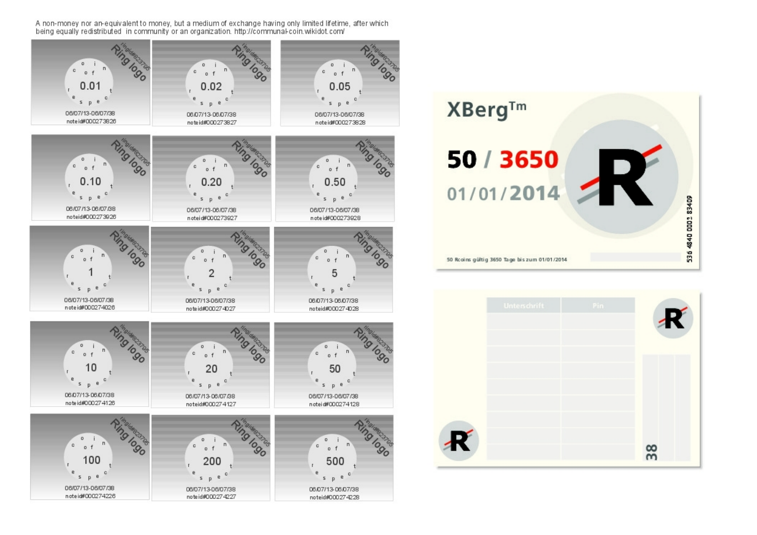A non-money nor an-equivalent to money, but a medium of exchange having only limited lifetime, after which being equally redistributed in community or an organization. http://communal-coin.wikidot.com/

| | | |
|---|---|---|
| ringid#623705 Ring logo coin of respect 0.01 06/07/13-06/07/38 noteid#000273826 | ringid#623705 Ring logo coin of respect 0.02 06/07/13-06/07/38 noteid#000273827 | ringid#623705 Ring logo coin of respect 0.05 06/07/13-06/07/38 noteid#000273828 |
| ringid#623705 Ring logo coin of respect 0.10 06/07/13-06/07/38 noteid#000273926 | ringid#623705 Ring logo coin of respect 0.20 06/07/13-06/07/38 noteid#000273927 | ringid#623705 Ring logo coin of respect 0.50 06/07/13-06/07/38 noteid#000273928 |
| ringid#623705 Ring logo coin of respect 1 06/07/13-06/07/38 noteid#000274026 | ringid#623705 Ring logo coin of respect 2 06/07/13-06/07/38 noteid#000274027 | ringid#623705 Ring logo coin of respect 5 06/07/13-06/07/38 noteid#000274028 |
| ringid#623705 Ring logo coin of respect 10 06/07/13-06/07/38 noteid#000274126 | ringid#623705 Ring logo coin of respect 20 06/07/13-06/07/38 noteid#000274127 | ringid#623705 Ring logo coin of respect 50 06/07/13-06/07/38 noteid#000274128 |
| ringid#623705 Ring logo coin of respect 100 06/07/13-06/07/38 noteid#000274226 | ringid#623705 Ring logo coin of respect 200 06/07/13-06/07/38 noteid#000274227 | ringid#623705 Ring logo coin of respect 500 06/07/13-06/07/38 noteid#000274228 |

XBerg™

**50 / 3650**

01/01/2014

R

50 Rcoins gültig 3650 Tage bis zum 01/01/2014

536 4840 0001 83409

| Unterschrift | Pin |
|---|---|
| | |
| | |
| | |
| | |
| | |
| | |
| | |
| | |
| | |

R

38